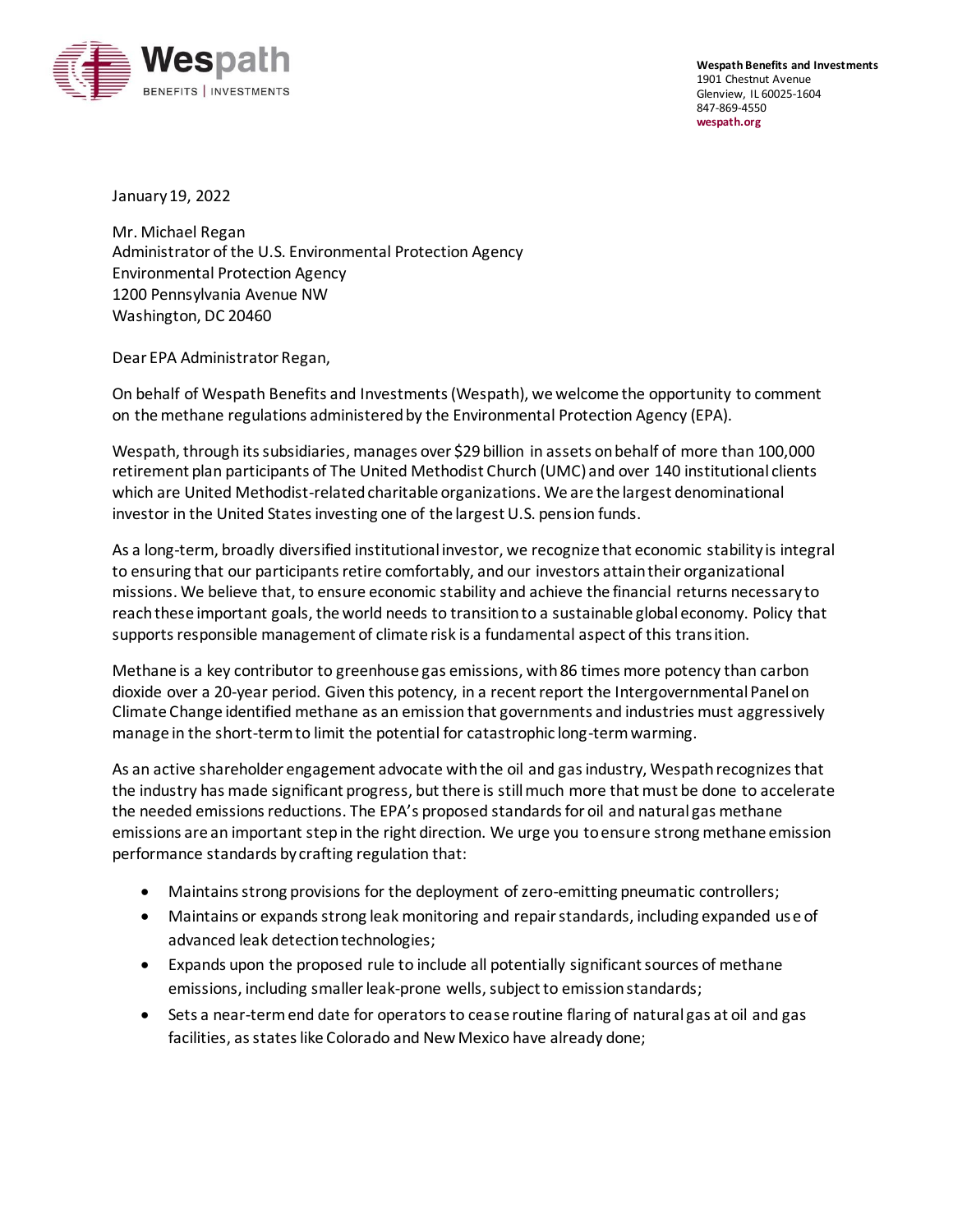**Wespath Benefits and Investments**
1901 Chestnut Avenue
Glenview, IL 60025-1604
847-869-4550
**wespath.org**

January 19, 2022

Mr. Michael Regan
Administrator of the U.S. Environmental Protection Agency
Environmental Protection Agency
1200 Pennsylvania Avenue NW
Washington, DC 20460

Dear EPA Administrator Regan,

On behalf of Wespath Benefits and Investments (Wespath), we welcome the opportunity to comment on the methane regulations administered by the Environmental Protection Agency (EPA).

Wespath, through its subsidiaries, manages over $29 billion in assets on behalf of more than 100,000 retirement plan participants of The United Methodist Church (UMC) and over 140 institutional clients which are United Methodist-related charitable organizations. We are the largest denominational investor in the United States investing one of the largest U.S. pension funds.

As a long-term, broadly diversified institutional investor, we recognize that economic stability is integral to ensuring that our participants retire comfortably, and our investors attain their organizational missions. We believe that, to ensure economic stability and achieve the financial returns necessary to reach these important goals, the world needs to transition to a sustainable global economy. Policy that supports responsible management of climate risk is a fundamental aspect of this transition.

Methane is a key contributor to greenhouse gas emissions, with 86 times more potency than carbon dioxide over a 20-year period. Given this potency, in a recent report the Intergovernmental Panel on Climate Change identified methane as an emission that governments and industries must aggressively manage in the short-term to limit the potential for catastrophic long-term warming.

As an active shareholder engagement advocate with the oil and gas industry, Wespath recognizes that the industry has made significant progress, but there is still much more that must be done to accelerate the needed emissions reductions. The EPA's proposed standards for oil and natural gas methane emissions are an important step in the right direction. We urge you to ensure strong methane emission performance standards by crafting regulation that:

- Maintains strong provisions for the deployment of zero-emitting pneumatic controllers;
- Maintains or expands strong leak monitoring and repair standards, including expanded use of advanced leak detection technologies;
- Expands upon the proposed rule to include all potentially significant sources of methane emissions, including smaller leak-prone wells, subject to emission standards;
- Sets a near-term end date for operators to cease routine flaring of natural gas at oil and gas facilities, as states like Colorado and New Mexico have already done;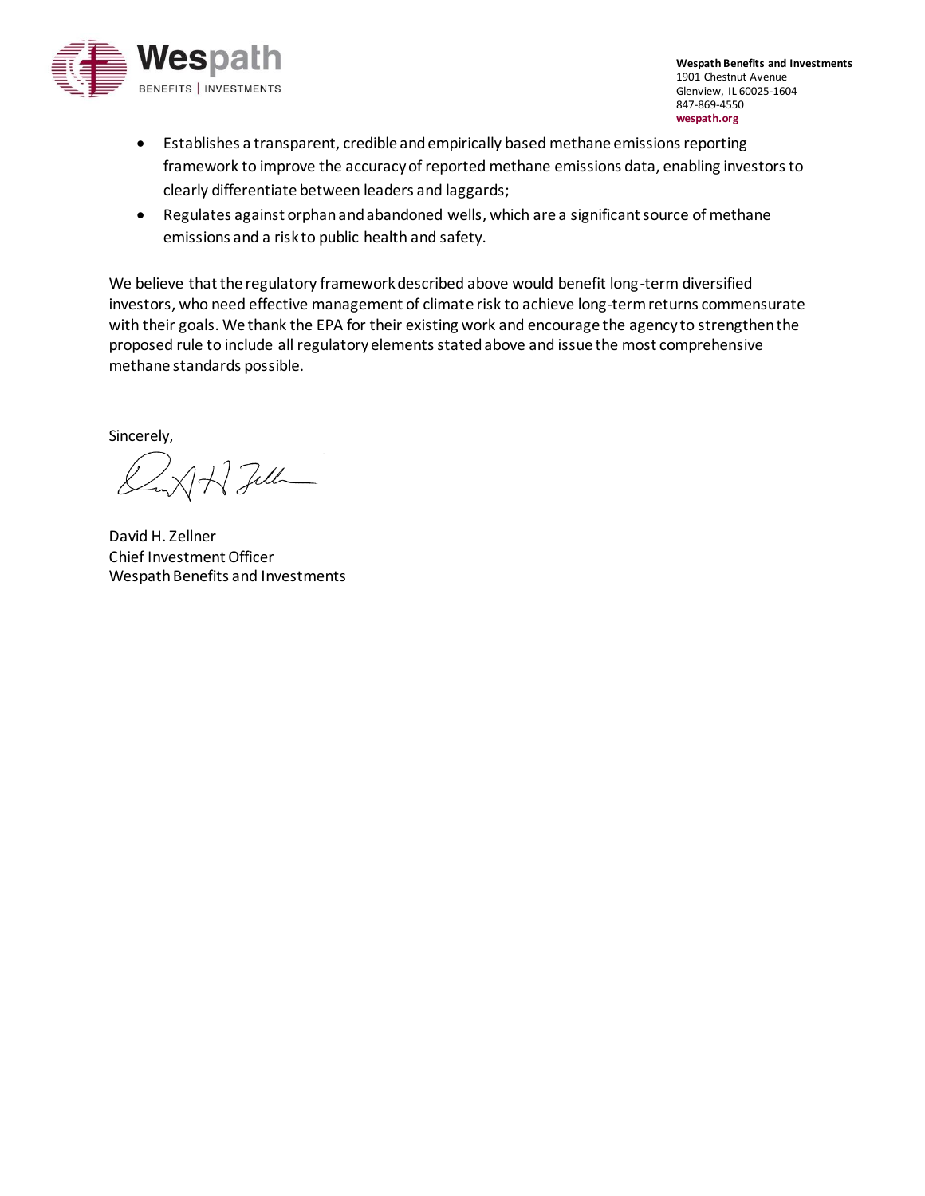- Establishes a transparent, credible and empirically based methane emissions reporting framework to improve the accuracy of reported methane emissions data, enabling investors to clearly differentiate between leaders and laggards;
- Regulates against orphan and abandoned wells, which are a significant source of methane emissions and a risk to public health and safety.

We believe that the regulatory framework described above would benefit long-term diversified investors, who need effective management of climate risk to achieve long-term returns commensurate with their goals. We thank the EPA for their existing work and encourage the agency to strengthen the proposed rule to include all regulatory elements stated above and issue the most comprehensive methane standards possible.

Sincerely,

David H. Zellner
Chief Investment Officer
Wespath Benefits and Investments